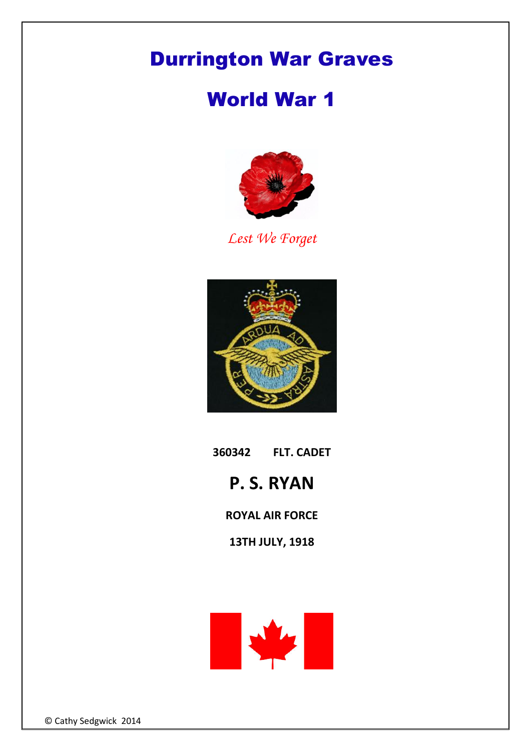# Durrington War Graves

# World War 1

*Lest We Forget*

**360342 FLT. CADET**

## P. S. RYAN

**ROYAL AIR FORCE**

**13TH JULY, 1918**

© Cathy Sedgwick 2014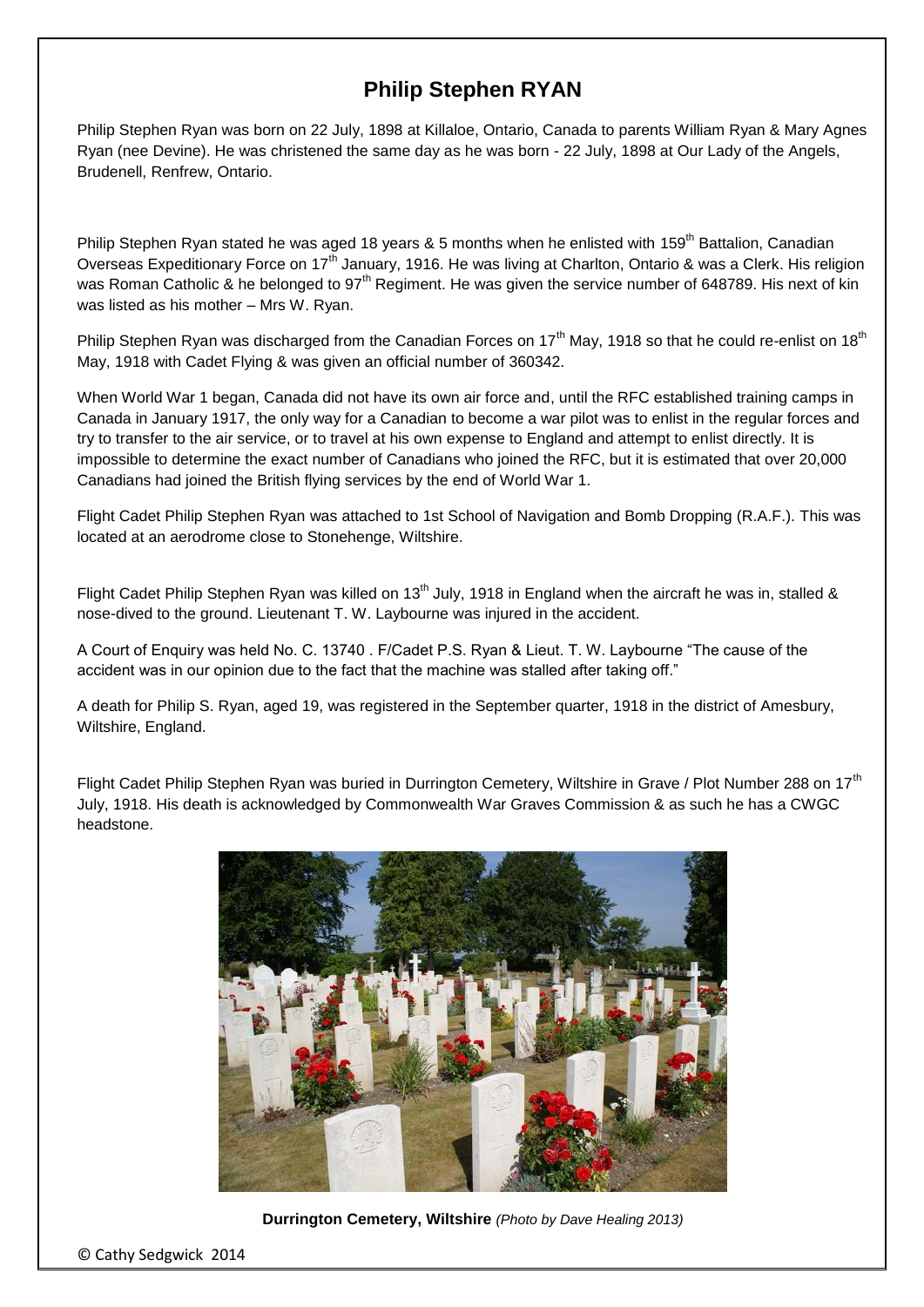# Philip Stephen RYAN

Philip Stephen Ryan was born on 22 July, 1898 at Killaloe, Ontario, Canada to parents William Ryan & Mary Agnes Ryan (nee Devine). He was christened the same day as he was born - 22 July, 1898 at Our Lady of the Angels, Brudenell, Renfrew, Ontario.

Philip Stephen Ryan stated he was aged 18 years & 5 months when he enlisted with 159th Battalion, Canadian Overseas Expeditionary Force on 17th January, 1916. He was living at Charlton, Ontario & was a Clerk. His religion was Roman Catholic & he belonged to 97th Regiment. He was given the service number of 648789. His next of kin was listed as his mother – Mrs W. Ryan.

Philip Stephen Ryan was discharged from the Canadian Forces on 17th May, 1918 so that he could re-enlist on 18th May, 1918 with Cadet Flying & was given an official number of 360342.

When World War 1 began, Canada did not have its own air force and, until the RFC established training camps in Canada in January 1917, the only way for a Canadian to become a war pilot was to enlist in the regular forces and try to transfer to the air service, or to travel at his own expense to England and attempt to enlist directly. It is impossible to determine the exact number of Canadians who joined the RFC, but it is estimated that over 20,000 Canadians had joined the British flying services by the end of World War 1.

Flight Cadet Philip Stephen Ryan was attached to 1st School of Navigation and Bomb Dropping (R.A.F.). This was located at an aerodrome close to Stonehenge, Wiltshire.

Flight Cadet Philip Stephen Ryan was killed on 13th July, 1918 in England when the aircraft he was in, stalled & nose-dived to the ground. Lieutenant T. W. Laybourne was injured in the accident.

A Court of Enquiry was held No. C. 13740 . F/Cadet P.S. Ryan & Lieut. T. W. Laybourne "The cause of the accident was in our opinion due to the fact that the machine was stalled after taking off."

A death for Philip S. Ryan, aged 19, was registered in the September quarter, 1918 in the district of Amesbury, Wiltshire, England.

Flight Cadet Philip Stephen Ryan was buried in Durrington Cemetery, Wiltshire in Grave / Plot Number 288 on 17th July, 1918. His death is acknowledged by Commonwealth War Graves Commission & as such he has a CWGC headstone.

**Durrington Cemetery, Wiltshire** *(Photo by Dave Healing 2013)*

© Cathy Sedgwick 2014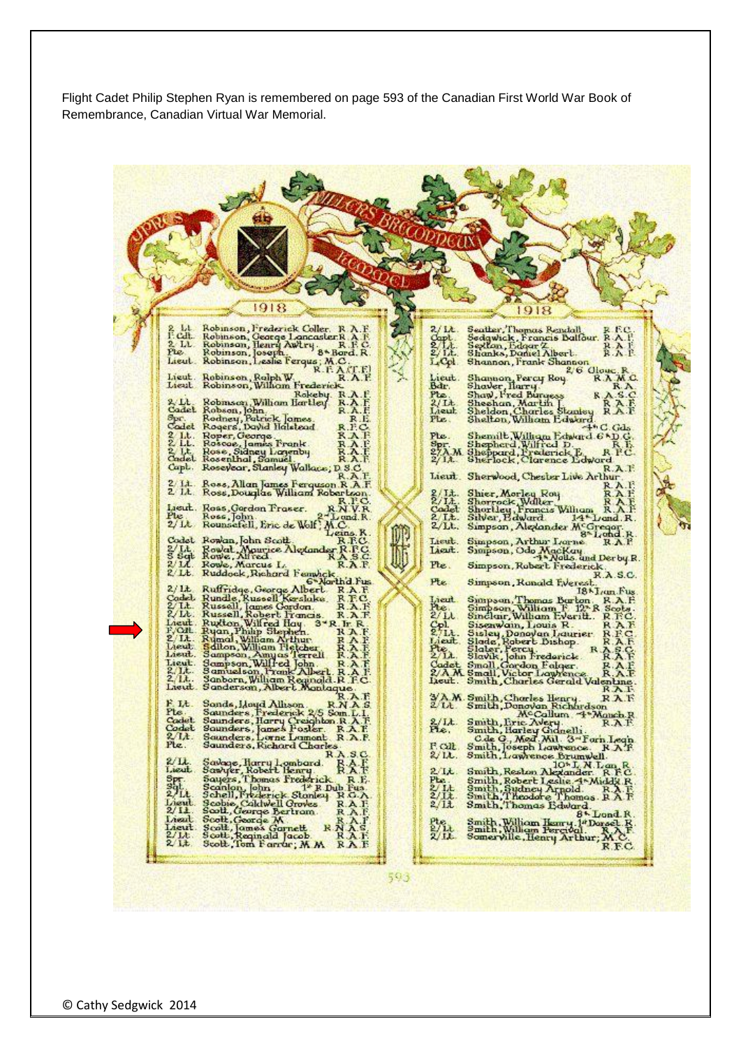Flight Cadet Philip Stephen Ryan is remembered on page 593 of the Canadian First World War Book of Remembrance, Canadian Virtual War Memorial.

© Cathy Sedgwick 2014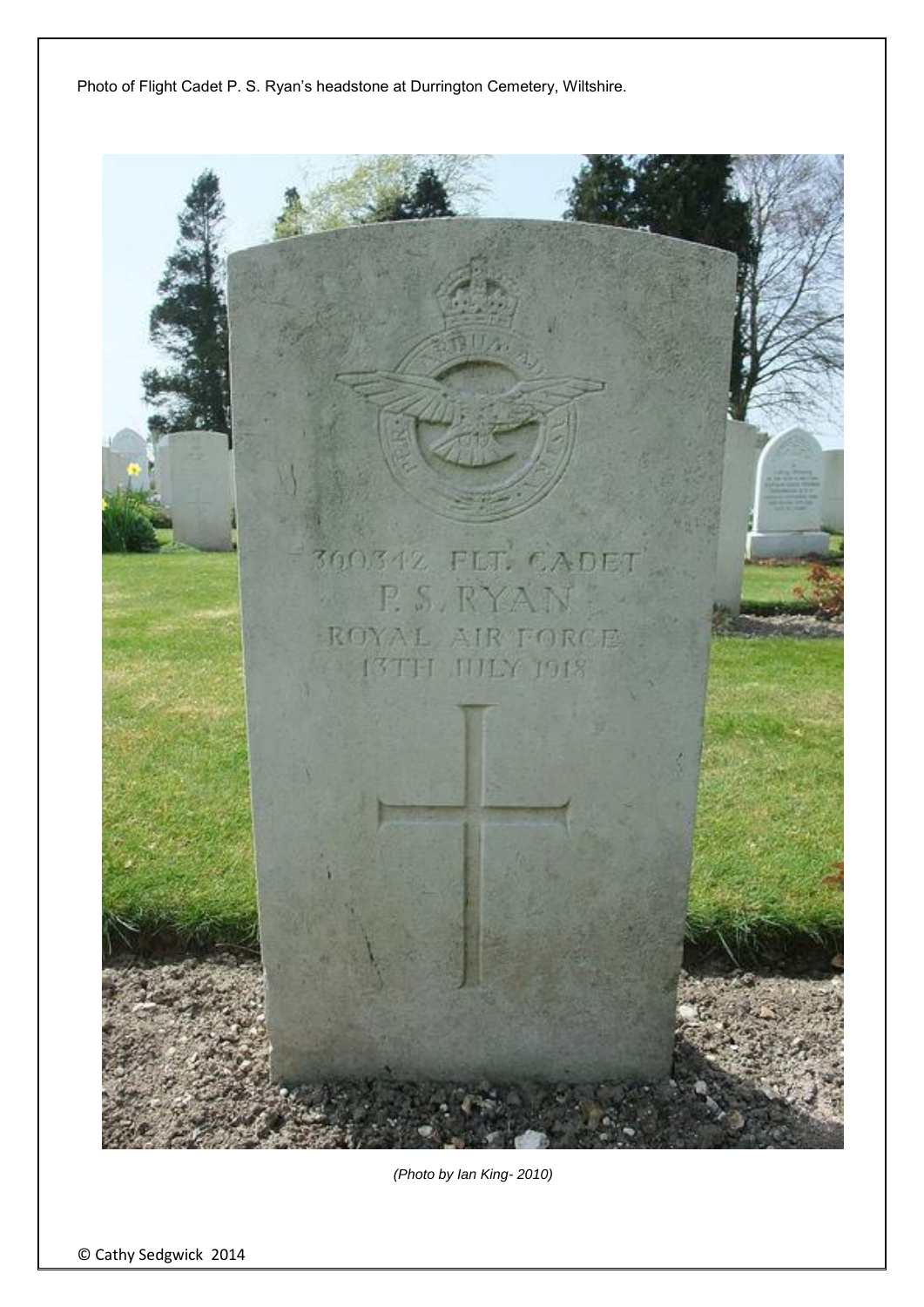Photo of Flight Cadet P. S. Ryan's headstone at Durrington Cemetery, Wiltshire.

*(Photo by Ian King- 2010)*

© Cathy Sedgwick 2014